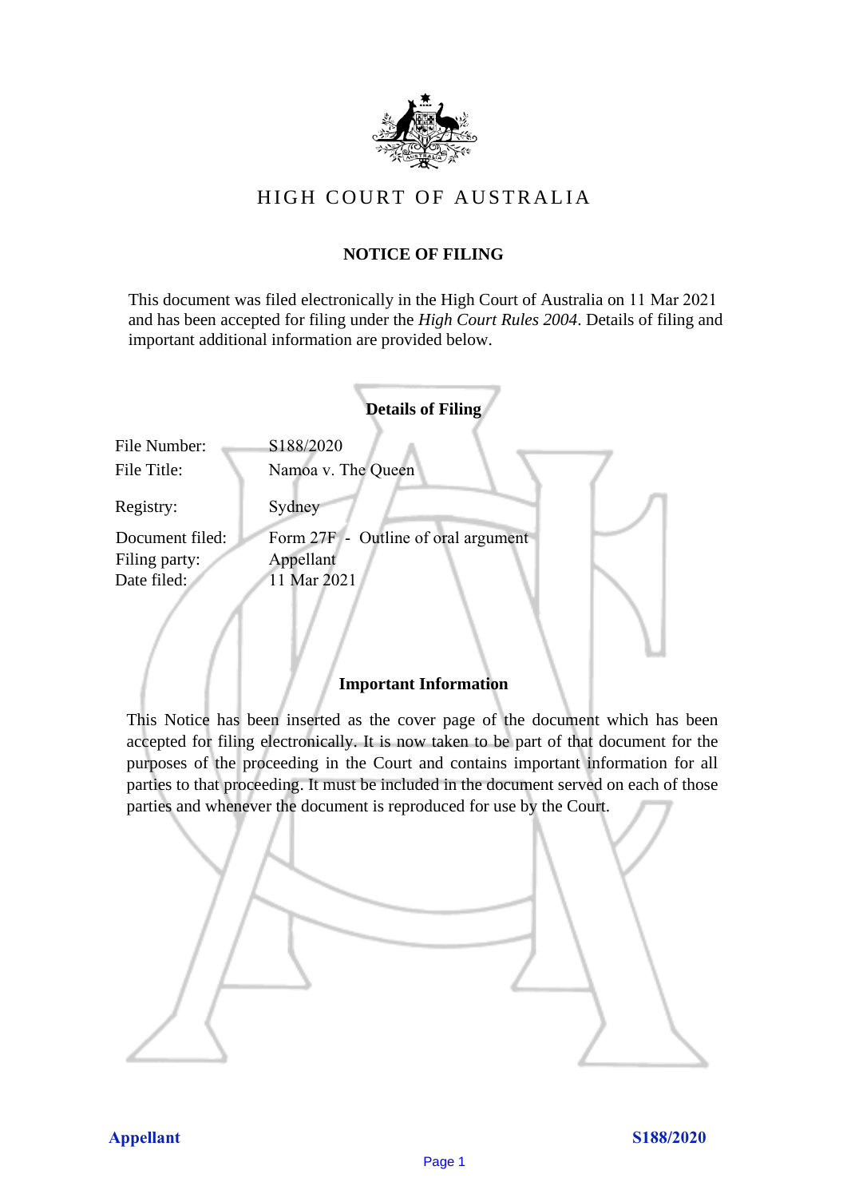# HIGH COURT OF AUSTRALIA

## NOTICE OF FILING

This document was filed electronically in the High Court of Australia on 11 Mar 2021 and has been accepted for filing under the *High Court Rules 2004*. Details of filing and important additional information are provided below.

### Details of Filing

| | |
|---|---|
| File Number: | S188/2020 |
| File Title: | Namoa v. The Queen |
| Registry: | Sydney |
| Document filed: | Form 27F - Outline of oral argument |
| Filing party: | Appellant |
| Date filed: | 11 Mar 2021 |

### Important Information

This Notice has been inserted as the cover page of the document which has been accepted for filing electronically. It is now taken to be part of that document for the purposes of the proceeding in the Court and contains important information for all parties to that proceeding. It must be included in the document served on each of those parties and whenever the document is reproduced for use by the Court.

**Appellant** **S188/2020**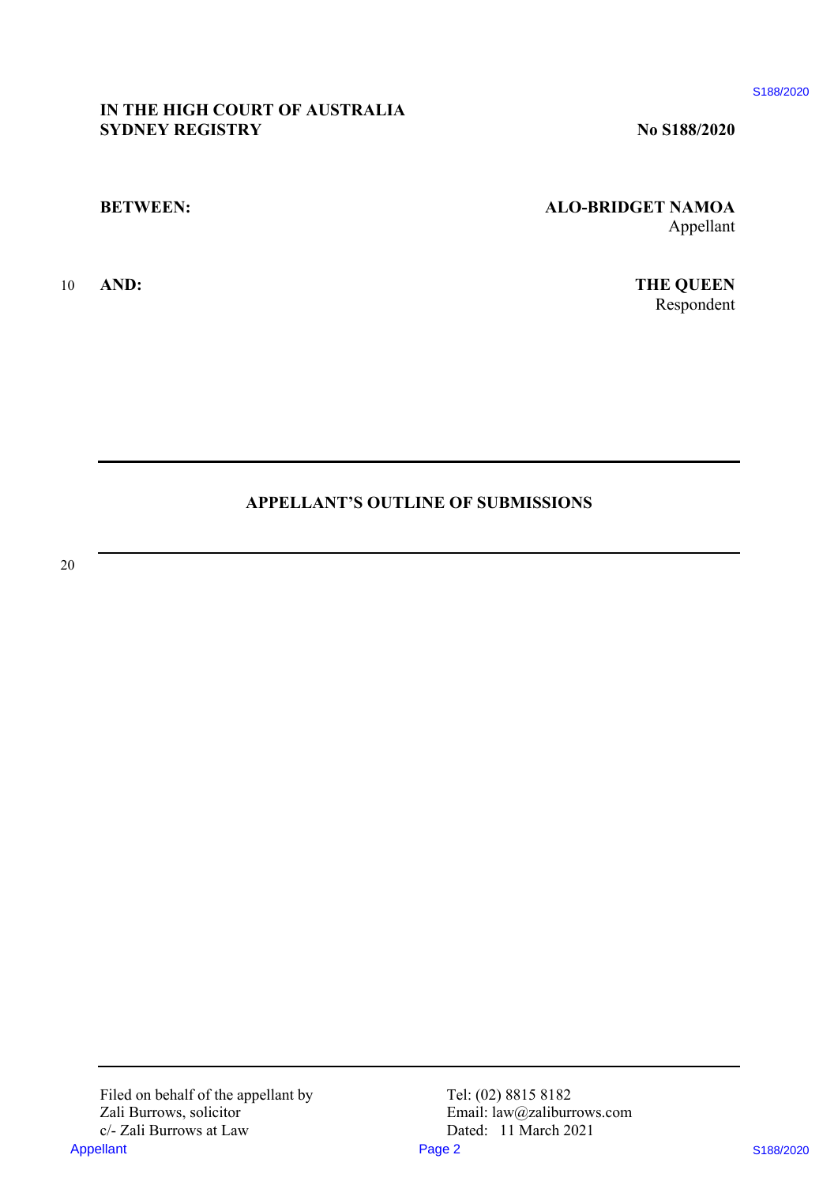IN THE HIGH COURT OF AUSTRALIA
SYDNEY REGISTRY

No S188/2020

BETWEEN:

**ALO-BRIDGET NAMOA**
Appellant

AND:

**THE QUEEN**
Respondent

---

## APPELLANT'S OUTLINE OF SUBMISSIONS

---

Filed on behalf of the appellant by
Zali Burrows, solicitor
c/- Zali Burrows at Law

Tel: (02) 8815 8182
Email: law@zaliburrows.com
Dated: 11 March 2021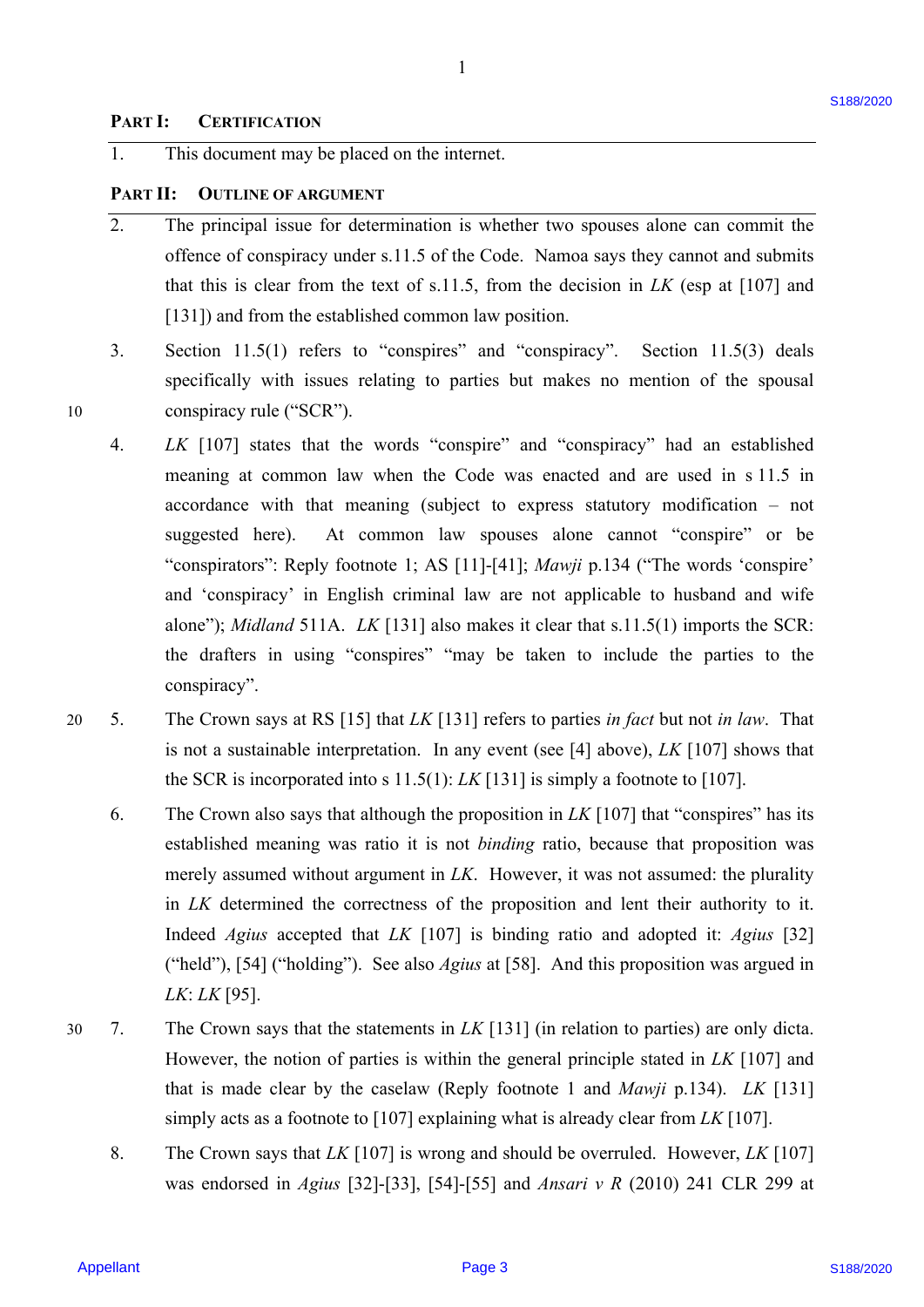## PART I: CERTIFICATION

1. This document may be placed on the internet.

## PART II: OUTLINE OF ARGUMENT

2. The principal issue for determination is whether two spouses alone can commit the offence of conspiracy under s.11.5 of the Code. Namoa says they cannot and submits that this is clear from the text of s.11.5, from the decision in *LK* (esp at [107] and [131]) and from the established common law position.

3. Section 11.5(1) refers to "conspires" and "conspiracy". Section 11.5(3) deals specifically with issues relating to parties but makes no mention of the spousal conspiracy rule ("SCR").

4. *LK* [107] states that the words "conspire" and "conspiracy" had an established meaning at common law when the Code was enacted and are used in s 11.5 in accordance with that meaning (subject to express statutory modification – not suggested here). At common law spouses alone cannot "conspire" or be "conspirators": Reply footnote 1; AS [11]-[41]; *Mawji* p.134 ("The words 'conspire' and 'conspiracy' in English criminal law are not applicable to husband and wife alone"); *Midland* 511A. *LK* [131] also makes it clear that s.11.5(1) imports the SCR: the drafters in using "conspires" "may be taken to include the parties to the conspiracy".

5. The Crown says at RS [15] that *LK* [131] refers to parties *in fact* but not *in law*. That is not a sustainable interpretation. In any event (see [4] above), *LK* [107] shows that the SCR is incorporated into s 11.5(1): *LK* [131] is simply a footnote to [107].

6. The Crown also says that although the proposition in *LK* [107] that "conspires" has its established meaning was ratio it is not *binding* ratio, because that proposition was merely assumed without argument in *LK*. However, it was not assumed: the plurality in *LK* determined the correctness of the proposition and lent their authority to it. Indeed *Agius* accepted that *LK* [107] is binding ratio and adopted it: *Agius* [32] ("held"), [54] ("holding"). See also *Agius* at [58]. And this proposition was argued in *LK*: *LK* [95].

7. The Crown says that the statements in *LK* [131] (in relation to parties) are only dicta. However, the notion of parties is within the general principle stated in *LK* [107] and that is made clear by the caselaw (Reply footnote 1 and *Mawji* p.134). *LK* [131] simply acts as a footnote to [107] explaining what is already clear from *LK* [107].

8. The Crown says that *LK* [107] is wrong and should be overruled. However, *LK* [107] was endorsed in *Agius* [32]-[33], [54]-[55] and *Ansari v R* (2010) 241 CLR 299 at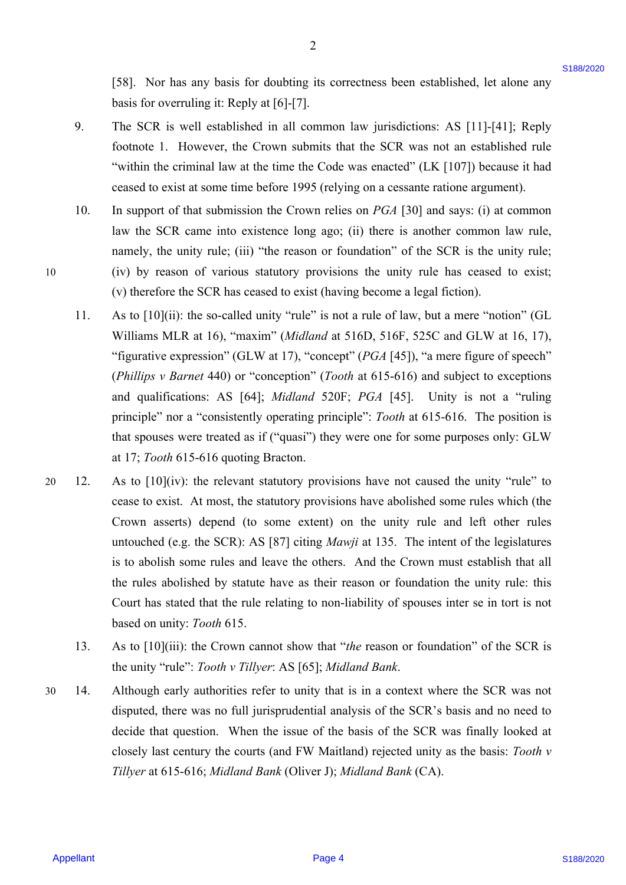[58]. Nor has any basis for doubting its correctness been established, let alone any basis for overruling it: Reply at [6]-[7].

9. The SCR is well established in all common law jurisdictions: AS [11]-[41]; Reply footnote 1. However, the Crown submits that the SCR was not an established rule "within the criminal law at the time the Code was enacted" (LK [107]) because it had ceased to exist at some time before 1995 (relying on a cessante ratione argument).

10. In support of that submission the Crown relies on *PGA* [30] and says: (i) at common law the SCR came into existence long ago; (ii) there is another common law rule, namely, the unity rule; (iii) "the reason or foundation" of the SCR is the unity rule; (iv) by reason of various statutory provisions the unity rule has ceased to exist; (v) therefore the SCR has ceased to exist (having become a legal fiction).

11. As to [10](ii): the so-called unity "rule" is not a rule of law, but a mere "notion" (GL Williams MLR at 16), "maxim" (*Midland* at 516D, 516F, 525C and GLW at 16, 17), "figurative expression" (GLW at 17), "concept" (*PGA* [45]), "a mere figure of speech" (*Phillips v Barnet* 440) or "conception" (*Tooth* at 615-616) and subject to exceptions and qualifications: AS [64]; *Midland* 520F; *PGA* [45]. Unity is not a "ruling principle" nor a "consistently operating principle": *Tooth* at 615-616. The position is that spouses were treated as if ("quasi") they were one for some purposes only: GLW at 17; *Tooth* 615-616 quoting Bracton.

12. As to [10](iv): the relevant statutory provisions have not caused the unity "rule" to cease to exist. At most, the statutory provisions have abolished some rules which (the Crown asserts) depend (to some extent) on the unity rule and left other rules untouched (e.g. the SCR): AS [87] citing *Mawji* at 135. The intent of the legislatures is to abolish some rules and leave the others. And the Crown must establish that all the rules abolished by statute have as their reason or foundation the unity rule: this Court has stated that the rule relating to non-liability of spouses inter se in tort is not based on unity: *Tooth* 615.

13. As to [10](iii): the Crown cannot show that "*the* reason or foundation" of the SCR is the unity "rule": *Tooth v Tillyer*: AS [65]; *Midland Bank*.

14. Although early authorities refer to unity that is in a context where the SCR was not disputed, there was no full jurisprudential analysis of the SCR's basis and no need to decide that question. When the issue of the basis of the SCR was finally looked at closely last century the courts (and FW Maitland) rejected unity as the basis: *Tooth v Tillyer* at 615-616; *Midland Bank* (Oliver J); *Midland Bank* (CA).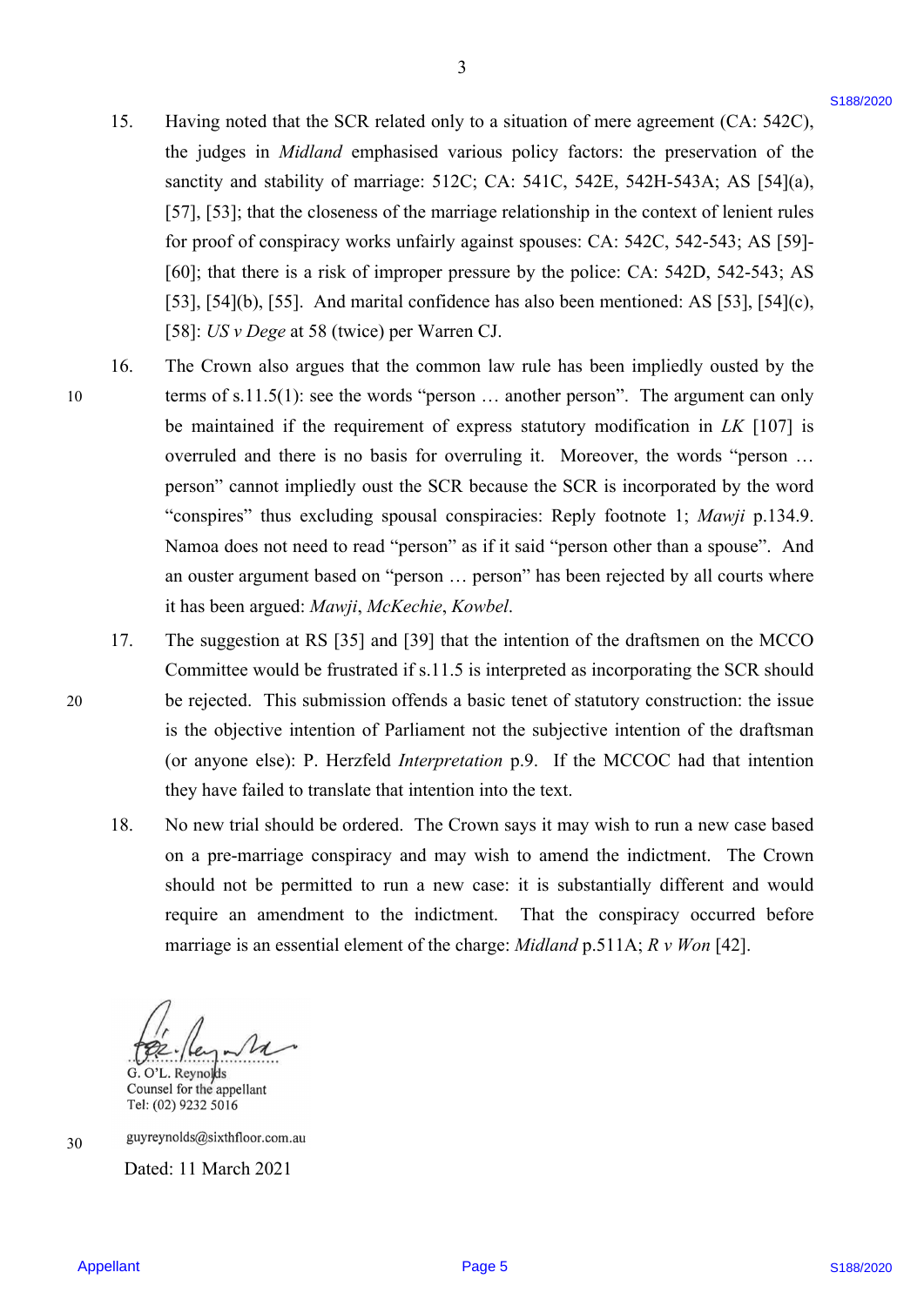15. Having noted that the SCR related only to a situation of mere agreement (CA: 542C), the judges in *Midland* emphasised various policy factors: the preservation of the sanctity and stability of marriage: 512C; CA: 541C, 542E, 542H-543A; AS [54](a), [57], [53]; that the closeness of the marriage relationship in the context of lenient rules for proof of conspiracy works unfairly against spouses: CA: 542C, 542-543; AS [59]-[60]; that there is a risk of improper pressure by the police: CA: 542D, 542-543; AS [53], [54](b), [55]. And marital confidence has also been mentioned: AS [53], [54](c), [58]: *US v Dege* at 58 (twice) per Warren CJ.

16. The Crown also argues that the common law rule has been impliedly ousted by the terms of s.11.5(1): see the words "person … another person". The argument can only be maintained if the requirement of express statutory modification in *LK* [107] is overruled and there is no basis for overruling it. Moreover, the words "person … person" cannot impliedly oust the SCR because the SCR is incorporated by the word "conspires" thus excluding spousal conspiracies: Reply footnote 1; *Mawji* p.134.9. Namoa does not need to read "person" as if it said "person other than a spouse". And an ouster argument based on "person … person" has been rejected by all courts where it has been argued: *Mawji*, *McKechie*, *Kowbel*.

17. The suggestion at RS [35] and [39] that the intention of the draftsmen on the MCCO Committee would be frustrated if s.11.5 is interpreted as incorporating the SCR should be rejected. This submission offends a basic tenet of statutory construction: the issue is the objective intention of Parliament not the subjective intention of the draftsman (or anyone else): P. Herzfeld *Interpretation* p.9. If the MCCOC had that intention they have failed to translate that intention into the text.

18. No new trial should be ordered. The Crown says it may wish to run a new case based on a pre-marriage conspiracy and may wish to amend the indictment. The Crown should not be permitted to run a new case: it is substantially different and would require an amendment to the indictment. That the conspiracy occurred before marriage is an essential element of the charge: *Midland* p.511A; *R v Won* [42].

G. O'L. Reynolds
Counsel for the appellant
Tel: (02) 9232 5016
guyreynolds@sixthfloor.com.au

Dated: 11 March 2021